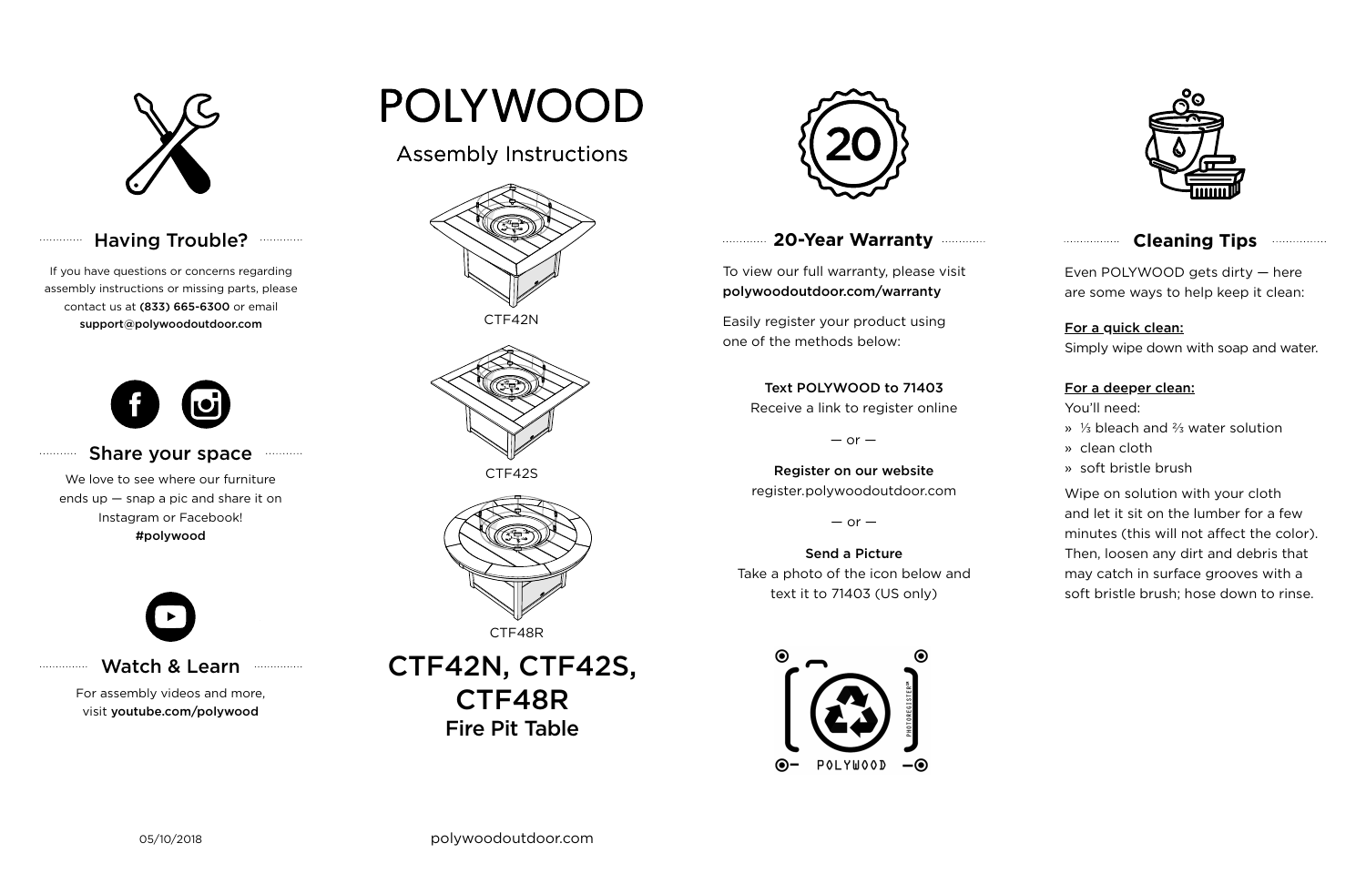# POLYWOOD

Assembly Instructions

CTF42N

CTF42S

CTF48R

## CTF42N, CTF42S, CTF48R

**Fire Pit Table**

## Having Trouble?

If you have questions or concerns regarding assembly instructions or missing parts, please contact us at **(833) 665-6300** or email **support@polywoodoutdoor.com**

## Share your space

We love to see where our furniture ends up — snap a pic and share it on Instagram or Facebook!
**#polywood**

## Watch & Learn

For assembly videos and more, visit **youtube.com/polywood**

## 20-Year Warranty

To view our full warranty, please visit **polywoodoutdoor.com/warranty**

Easily register your product using one of the methods below:

**Text POLYWOOD to 71403**
Receive a link to register online

— or —

**Register on our website**
register.polywoodoutdoor.com

— or —

**Send a Picture**
Take a photo of the icon below and text it to 71403 (US only)

POLYWOOD PHOTOREGISTER™

## Cleaning Tips

Even POLYWOOD gets dirty — here are some ways to help keep it clean:

**For a quick clean:**
Simply wipe down with soap and water.

**For a deeper clean:**
You'll need:

- ⅓ bleach and ⅔ water solution
- clean cloth
- soft bristle brush

Wipe on solution with your cloth and let it sit on the lumber for a few minutes (this will not affect the color). Then, loosen any dirt and debris that may catch in surface grooves with a soft bristle brush; hose down to rinse.

05/10/2018

polywoodoutdoor.com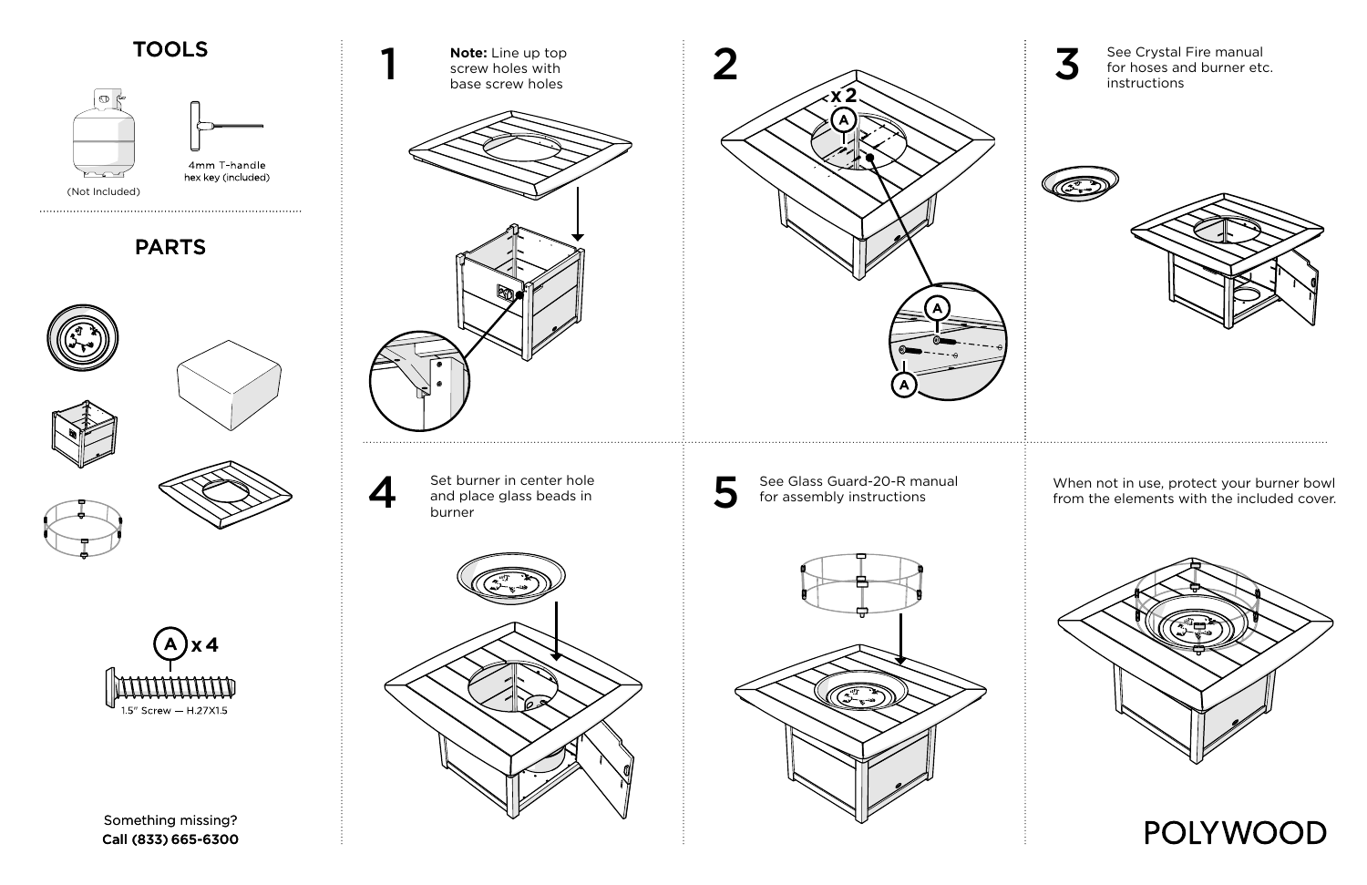## TOOLS

(Not Included)

4mm T-handle hex key (included)

## PARTS

A x 4

1.5" Screw — H.27X1.5

Something missing?
**Call (833) 665-6300**

**1** **Note:** Line up top screw holes with base screw holes

**2** x 2

A

**3** See Crystal Fire manual for hoses and burner etc. instructions

**4** Set burner in center hole and place glass beads in burner

**5** See Glass Guard-20-R manual for assembly instructions

When not in use, protect your burner bowl from the elements with the included cover.

POLYWOOD